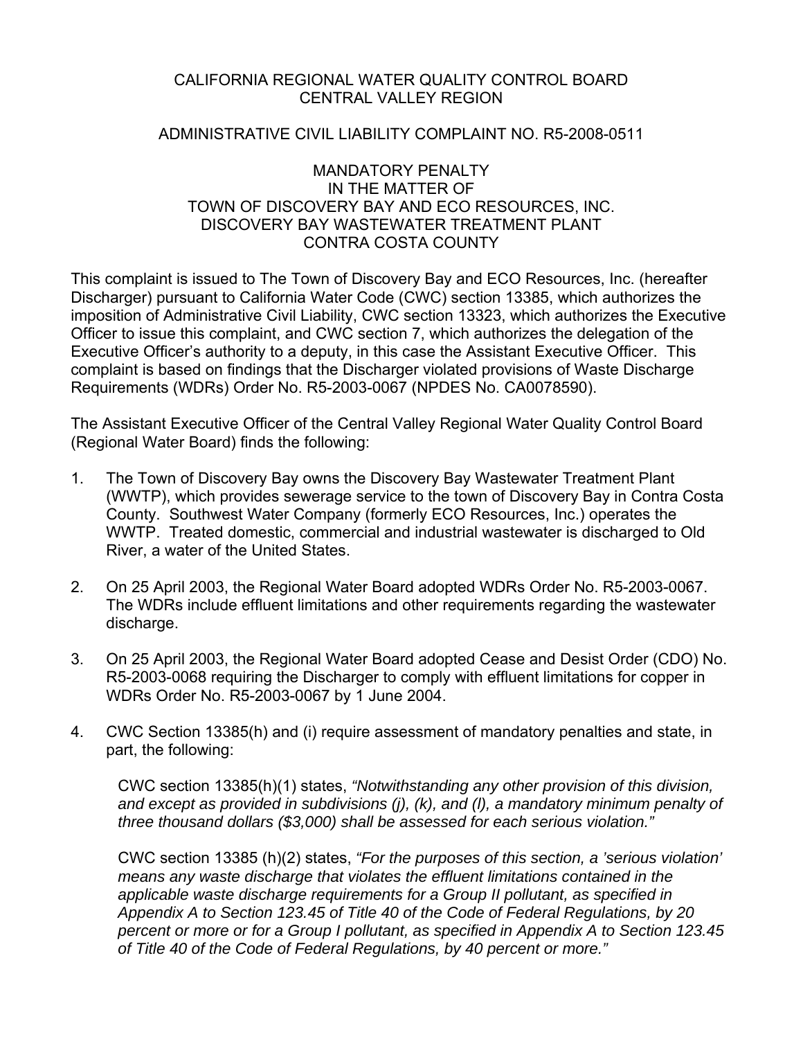CALIFORNIA REGIONAL WATER QUALITY CONTROL BOARD
CENTRAL VALLEY REGION

ADMINISTRATIVE CIVIL LIABILITY COMPLAINT NO. R5-2008-0511

MANDATORY PENALTY
IN THE MATTER OF
TOWN OF DISCOVERY BAY AND ECO RESOURCES, INC.
DISCOVERY BAY WASTEWATER TREATMENT PLANT
CONTRA COSTA COUNTY

This complaint is issued to The Town of Discovery Bay and ECO Resources, Inc. (hereafter Discharger) pursuant to California Water Code (CWC) section 13385, which authorizes the imposition of Administrative Civil Liability, CWC section 13323, which authorizes the Executive Officer to issue this complaint, and CWC section 7, which authorizes the delegation of the Executive Officer's authority to a deputy, in this case the Assistant Executive Officer. This complaint is based on findings that the Discharger violated provisions of Waste Discharge Requirements (WDRs) Order No. R5-2003-0067 (NPDES No. CA0078590).

The Assistant Executive Officer of the Central Valley Regional Water Quality Control Board (Regional Water Board) finds the following:

1. The Town of Discovery Bay owns the Discovery Bay Wastewater Treatment Plant (WWTP), which provides sewerage service to the town of Discovery Bay in Contra Costa County. Southwest Water Company (formerly ECO Resources, Inc.) operates the WWTP. Treated domestic, commercial and industrial wastewater is discharged to Old River, a water of the United States.

2. On 25 April 2003, the Regional Water Board adopted WDRs Order No. R5-2003-0067. The WDRs include effluent limitations and other requirements regarding the wastewater discharge.

3. On 25 April 2003, the Regional Water Board adopted Cease and Desist Order (CDO) No. R5-2003-0068 requiring the Discharger to comply with effluent limitations for copper in WDRs Order No. R5-2003-0067 by 1 June 2004.

4. CWC Section 13385(h) and (i) require assessment of mandatory penalties and state, in part, the following:

   CWC section 13385(h)(1) states, *"Notwithstanding any other provision of this division, and except as provided in subdivisions (j), (k), and (l), a mandatory minimum penalty of three thousand dollars ($3,000) shall be assessed for each serious violation."*

   CWC section 13385 (h)(2) states, *"For the purposes of this section, a 'serious violation' means any waste discharge that violates the effluent limitations contained in the applicable waste discharge requirements for a Group II pollutant, as specified in Appendix A to Section 123.45 of Title 40 of the Code of Federal Regulations, by 20 percent or more or for a Group I pollutant, as specified in Appendix A to Section 123.45 of Title 40 of the Code of Federal Regulations, by 40 percent or more."*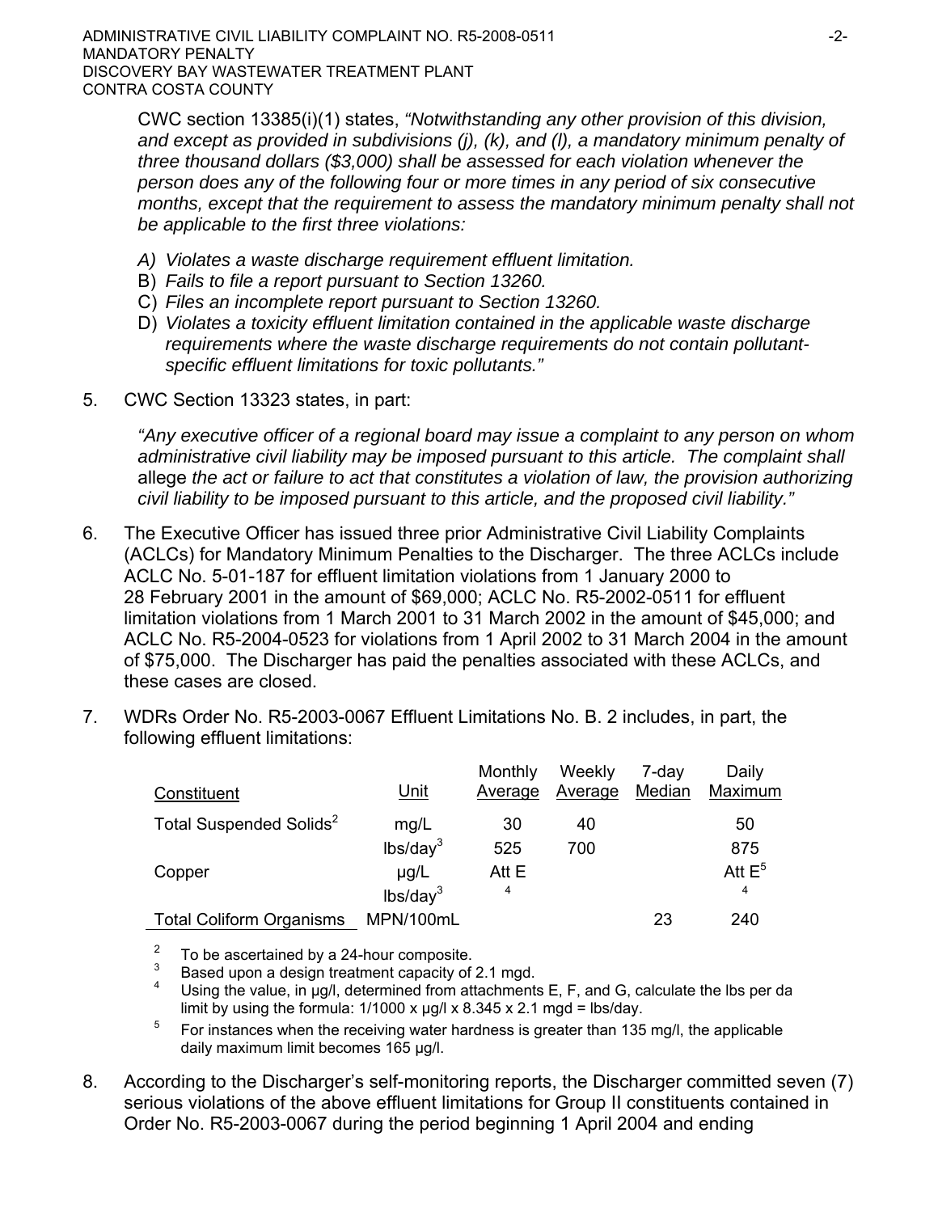CWC section 13385(i)(1) states, *"Notwithstanding any other provision of this division, and except as provided in subdivisions (j), (k), and (l), a mandatory minimum penalty of three thousand dollars ($3,000) shall be assessed for each violation whenever the person does any of the following four or more times in any period of six consecutive months, except that the requirement to assess the mandatory minimum penalty shall not be applicable to the first three violations:*

*A) Violates a waste discharge requirement effluent limitation.*
B) *Fails to file a report pursuant to Section 13260.*
C) *Files an incomplete report pursuant to Section 13260.*
D) *Violates a toxicity effluent limitation contained in the applicable waste discharge requirements where the waste discharge requirements do not contain pollutant-specific effluent limitations for toxic pollutants."*

5. CWC Section 13323 states, in part:

   *"Any executive officer of a regional board may issue a complaint to any person on whom administrative civil liability may be imposed pursuant to this article. The complaint shall* allege *the act or failure to act that constitutes a violation of law, the provision authorizing civil liability to be imposed pursuant to this article, and the proposed civil liability."*

6. The Executive Officer has issued three prior Administrative Civil Liability Complaints (ACLCs) for Mandatory Minimum Penalties to the Discharger. The three ACLCs include ACLC No. 5-01-187 for effluent limitation violations from 1 January 2000 to 28 February 2001 in the amount of $69,000; ACLC No. R5-2002-0511 for effluent limitation violations from 1 March 2001 to 31 March 2002 in the amount of $45,000; and ACLC No. R5-2004-0523 for violations from 1 April 2002 to 31 March 2004 in the amount of $75,000. The Discharger has paid the penalties associated with these ACLCs, and these cases are closed.

7. WDRs Order No. R5-2003-0067 Effluent Limitations No. B. 2 includes, in part, the following effluent limitations:

| Constituent | Unit | Monthly Average | Weekly Average | 7-day Median | Daily Maximum |
|---|---|---|---|---|---|
| Total Suspended Solids[2] | mg/L | 30 | 40 | | 50 |
| | lbs/day[3] | 525 | 700 | | 875 |
| Copper | µg/L | Att E | | | Att E[5] |
| | lbs/day[3] | [4] | | | [4] |
| Total Coliform Organisms | MPN/100mL | | | 23 | 240 |

[2] To be ascertained by a 24-hour composite.
[3] Based upon a design treatment capacity of 2.1 mgd.
[4] Using the value, in µg/l, determined from attachments E, F, and G, calculate the lbs per da limit by using the formula: 1/1000 x µg/l x 8.345 x 2.1 mgd = lbs/day.
[5] For instances when the receiving water hardness is greater than 135 mg/l, the applicable daily maximum limit becomes 165 µg/l.

8. According to the Discharger's self-monitoring reports, the Discharger committed seven (7) serious violations of the above effluent limitations for Group II constituents contained in Order No. R5-2003-0067 during the period beginning 1 April 2004 and ending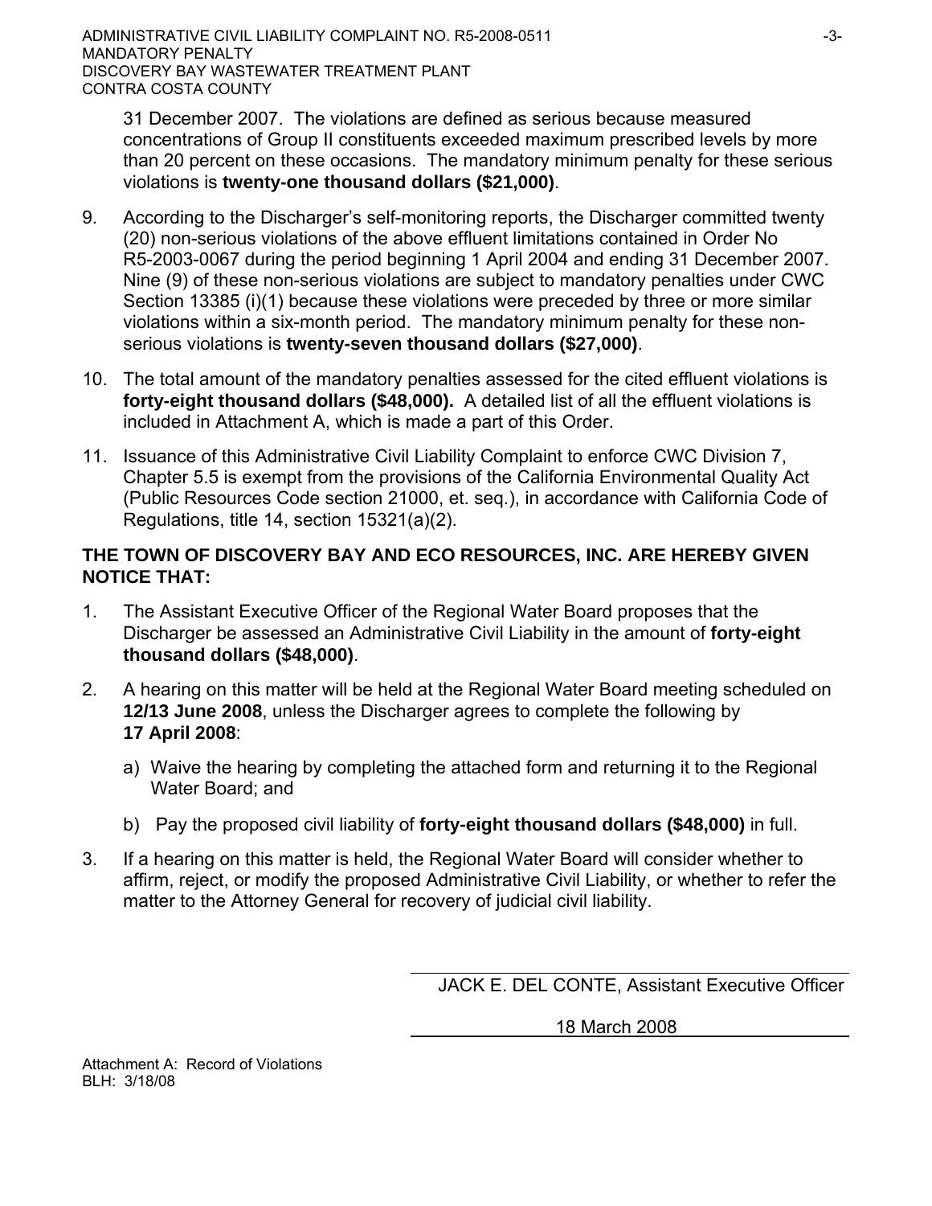31 December 2007. The violations are defined as serious because measured concentrations of Group II constituents exceeded maximum prescribed levels by more than 20 percent on these occasions. The mandatory minimum penalty for these serious violations is **twenty-one thousand dollars ($21,000)**.

9. According to the Discharger's self-monitoring reports, the Discharger committed twenty (20) non-serious violations of the above effluent limitations contained in Order No R5-2003-0067 during the period beginning 1 April 2004 and ending 31 December 2007. Nine (9) of these non-serious violations are subject to mandatory penalties under CWC Section 13385 (i)(1) because these violations were preceded by three or more similar violations within a six-month period. The mandatory minimum penalty for these non-serious violations is **twenty-seven thousand dollars ($27,000)**.

10. The total amount of the mandatory penalties assessed for the cited effluent violations is **forty-eight thousand dollars ($48,000).** A detailed list of all the effluent violations is included in Attachment A, which is made a part of this Order.

11. Issuance of this Administrative Civil Liability Complaint to enforce CWC Division 7, Chapter 5.5 is exempt from the provisions of the California Environmental Quality Act (Public Resources Code section 21000, et. seq.), in accordance with California Code of Regulations, title 14, section 15321(a)(2).

**THE TOWN OF DISCOVERY BAY AND ECO RESOURCES, INC. ARE HEREBY GIVEN NOTICE THAT:**

1. The Assistant Executive Officer of the Regional Water Board proposes that the Discharger be assessed an Administrative Civil Liability in the amount of **forty-eight thousand dollars ($48,000)**.

2. A hearing on this matter will be held at the Regional Water Board meeting scheduled on **12/13 June 2008**, unless the Discharger agrees to complete the following by **17 April 2008**:

   a) Waive the hearing by completing the attached form and returning it to the Regional Water Board; and

   b) Pay the proposed civil liability of **forty-eight thousand dollars ($48,000)** in full.

3. If a hearing on this matter is held, the Regional Water Board will consider whether to affirm, reject, or modify the proposed Administrative Civil Liability, or whether to refer the matter to the Attorney General for recovery of judicial civil liability.

JACK E. DEL CONTE, Assistant Executive Officer

18 March 2008

Attachment A: Record of Violations
BLH: 3/18/08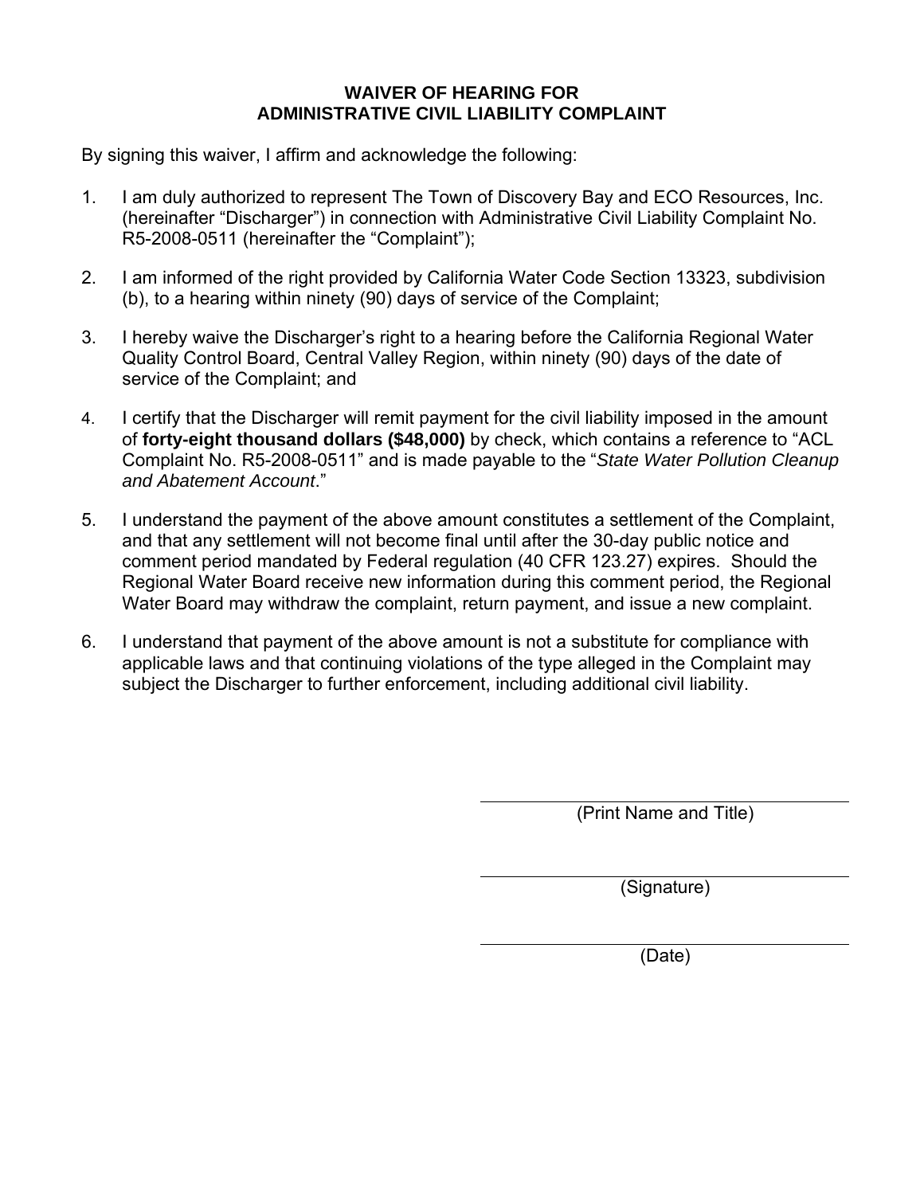# WAIVER OF HEARING FOR ADMINISTRATIVE CIVIL LIABILITY COMPLAINT

By signing this waiver, I affirm and acknowledge the following:

1. I am duly authorized to represent The Town of Discovery Bay and ECO Resources, Inc. (hereinafter "Discharger") in connection with Administrative Civil Liability Complaint No. R5-2008-0511 (hereinafter the "Complaint");

2. I am informed of the right provided by California Water Code Section 13323, subdivision (b), to a hearing within ninety (90) days of service of the Complaint;

3. I hereby waive the Discharger's right to a hearing before the California Regional Water Quality Control Board, Central Valley Region, within ninety (90) days of the date of service of the Complaint; and

4. I certify that the Discharger will remit payment for the civil liability imposed in the amount of **forty-eight thousand dollars ($48,000)** by check, which contains a reference to "ACL Complaint No. R5-2008-0511" and is made payable to the "*State Water Pollution Cleanup and Abatement Account*."

5. I understand the payment of the above amount constitutes a settlement of the Complaint, and that any settlement will not become final until after the 30-day public notice and comment period mandated by Federal regulation (40 CFR 123.27) expires. Should the Regional Water Board receive new information during this comment period, the Regional Water Board may withdraw the complaint, return payment, and issue a new complaint.

6. I understand that payment of the above amount is not a substitute for compliance with applicable laws and that continuing violations of the type alleged in the Complaint may subject the Discharger to further enforcement, including additional civil liability.

\_\_\_\_\_\_\_\_\_\_\_\_\_\_\_\_\_\_\_\_\_\_\_\_\_\_\_\_\_\_\_\_\_\_\_\_
(Print Name and Title)

\_\_\_\_\_\_\_\_\_\_\_\_\_\_\_\_\_\_\_\_\_\_\_\_\_\_\_\_\_\_\_\_\_\_\_\_
(Signature)

\_\_\_\_\_\_\_\_\_\_\_\_\_\_\_\_\_\_\_\_\_\_\_\_\_\_\_\_\_\_\_\_\_\_\_\_
(Date)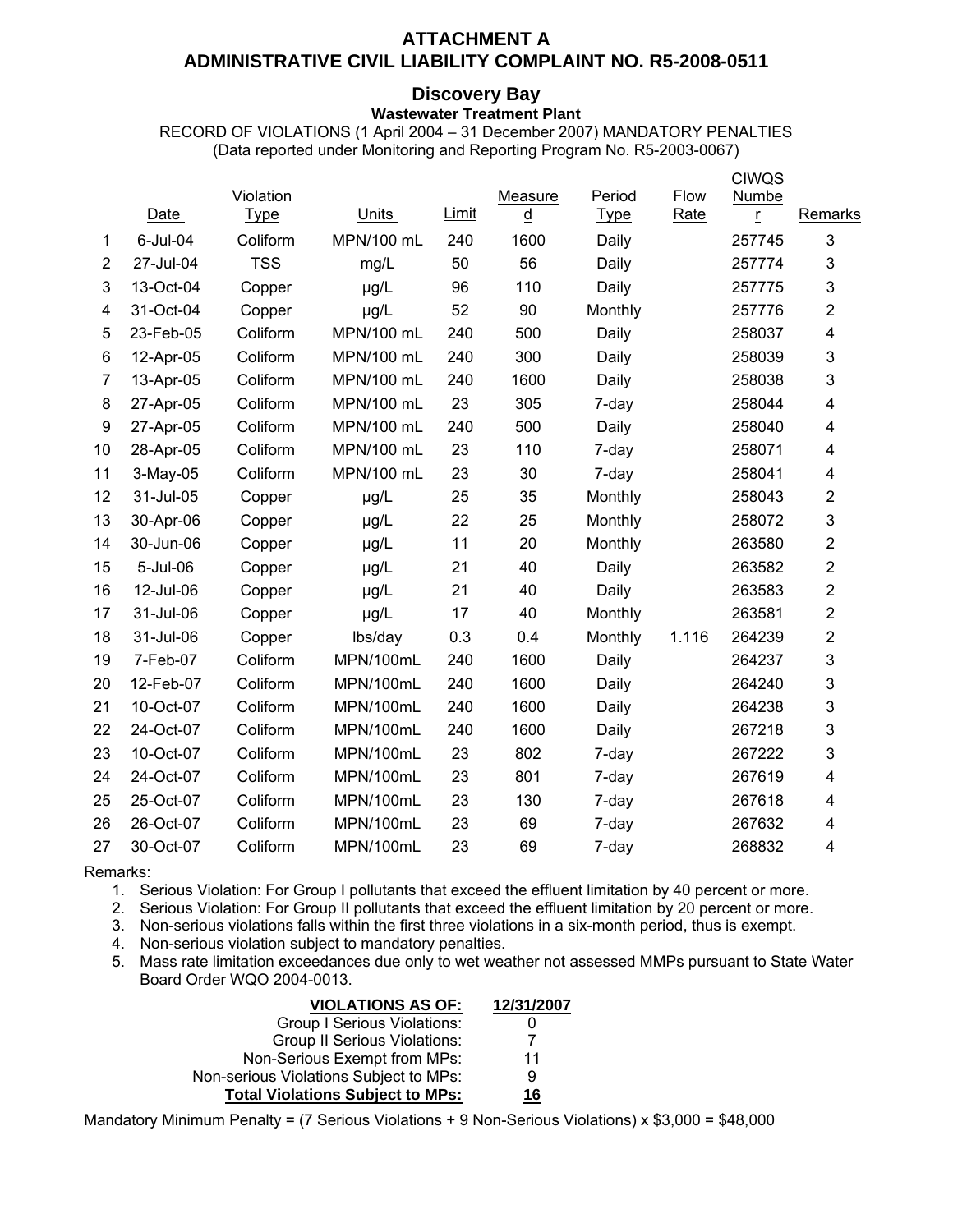# ATTACHMENT A
# ADMINISTRATIVE CIVIL LIABILITY COMPLAINT NO. R5-2008-0511

## Discovery Bay

**Wastewater Treatment Plant**

RECORD OF VIOLATIONS (1 April 2004 – 31 December 2007) MANDATORY PENALTIES
(Data reported under Monitoring and Reporting Program No. R5-2003-0067)

| | Date | Violation Type | Units | Limit | Measured | Period Type | Flow Rate | CIWQS Number | Remarks |
|---|---|---|---|---|---|---|---|---|---|
| 1 | 6-Jul-04 | Coliform | MPN/100 mL | 240 | 1600 | Daily | | 257745 | 3 |
| 2 | 27-Jul-04 | TSS | mg/L | 50 | 56 | Daily | | 257774 | 3 |
| 3 | 13-Oct-04 | Copper | µg/L | 96 | 110 | Daily | | 257775 | 3 |
| 4 | 31-Oct-04 | Copper | µg/L | 52 | 90 | Monthly | | 257776 | 2 |
| 5 | 23-Feb-05 | Coliform | MPN/100 mL | 240 | 500 | Daily | | 258037 | 4 |
| 6 | 12-Apr-05 | Coliform | MPN/100 mL | 240 | 300 | Daily | | 258039 | 3 |
| 7 | 13-Apr-05 | Coliform | MPN/100 mL | 240 | 1600 | Daily | | 258038 | 3 |
| 8 | 27-Apr-05 | Coliform | MPN/100 mL | 23 | 305 | 7-day | | 258044 | 4 |
| 9 | 27-Apr-05 | Coliform | MPN/100 mL | 240 | 500 | Daily | | 258040 | 4 |
| 10 | 28-Apr-05 | Coliform | MPN/100 mL | 23 | 110 | 7-day | | 258071 | 4 |
| 11 | 3-May-05 | Coliform | MPN/100 mL | 23 | 30 | 7-day | | 258041 | 4 |
| 12 | 31-Jul-05 | Copper | µg/L | 25 | 35 | Monthly | | 258043 | 2 |
| 13 | 30-Apr-06 | Copper | µg/L | 22 | 25 | Monthly | | 258072 | 3 |
| 14 | 30-Jun-06 | Copper | µg/L | 11 | 20 | Monthly | | 263580 | 2 |
| 15 | 5-Jul-06 | Copper | µg/L | 21 | 40 | Daily | | 263582 | 2 |
| 16 | 12-Jul-06 | Copper | µg/L | 21 | 40 | Daily | | 263583 | 2 |
| 17 | 31-Jul-06 | Copper | µg/L | 17 | 40 | Monthly | | 263581 | 2 |
| 18 | 31-Jul-06 | Copper | lbs/day | 0.3 | 0.4 | Monthly | 1.116 | 264239 | 2 |
| 19 | 7-Feb-07 | Coliform | MPN/100mL | 240 | 1600 | Daily | | 264237 | 3 |
| 20 | 12-Feb-07 | Coliform | MPN/100mL | 240 | 1600 | Daily | | 264240 | 3 |
| 21 | 10-Oct-07 | Coliform | MPN/100mL | 240 | 1600 | Daily | | 264238 | 3 |
| 22 | 24-Oct-07 | Coliform | MPN/100mL | 240 | 1600 | Daily | | 267218 | 3 |
| 23 | 10-Oct-07 | Coliform | MPN/100mL | 23 | 802 | 7-day | | 267222 | 3 |
| 24 | 24-Oct-07 | Coliform | MPN/100mL | 23 | 801 | 7-day | | 267619 | 4 |
| 25 | 25-Oct-07 | Coliform | MPN/100mL | 23 | 130 | 7-day | | 267618 | 4 |
| 26 | 26-Oct-07 | Coliform | MPN/100mL | 23 | 69 | 7-day | | 267632 | 4 |
| 27 | 30-Oct-07 | Coliform | MPN/100mL | 23 | 69 | 7-day | | 268832 | 4 |

Remarks:

1. Serious Violation: For Group I pollutants that exceed the effluent limitation by 40 percent or more.
2. Serious Violation: For Group II pollutants that exceed the effluent limitation by 20 percent or more.
3. Non-serious violations falls within the first three violations in a six-month period, thus is exempt.
4. Non-serious violation subject to mandatory penalties.
5. Mass rate limitation exceedances due only to wet weather not assessed MMPs pursuant to State Water Board Order WQO 2004-0013.

| **VIOLATIONS AS OF:** | **12/31/2007** |
|---|---|
| Group I Serious Violations: | 0 |
| Group II Serious Violations: | 7 |
| Non-Serious Exempt from MPs: | 11 |
| Non-serious Violations Subject to MPs: | 9 |
| **Total Violations Subject to MPs:** | **16** |

Mandatory Minimum Penalty = (7 Serious Violations + 9 Non-Serious Violations) x $3,000 = $48,000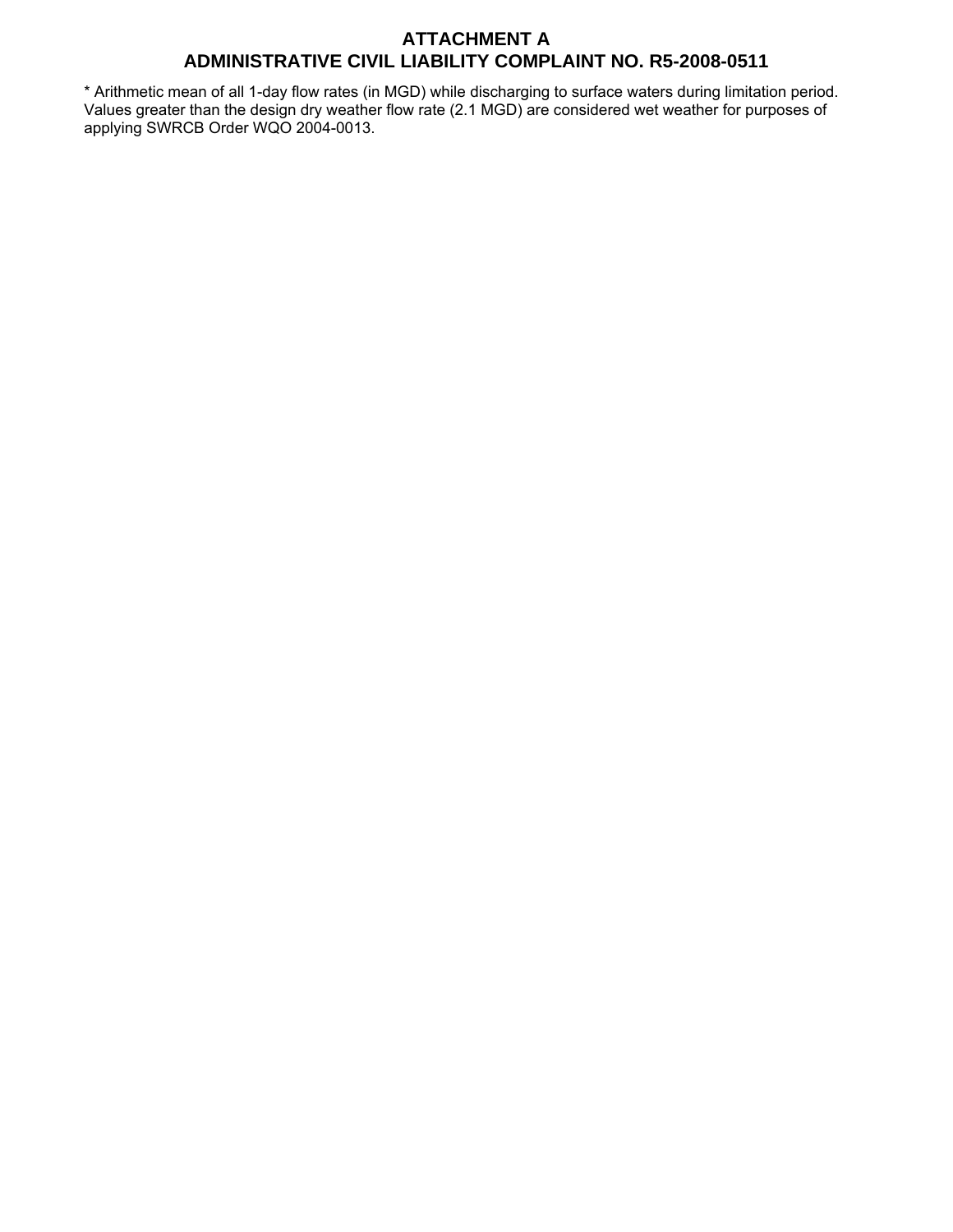# ATTACHMENT A
# ADMINISTRATIVE CIVIL LIABILITY COMPLAINT NO. R5-2008-0511

* Arithmetic mean of all 1-day flow rates (in MGD) while discharging to surface waters during limitation period. Values greater than the design dry weather flow rate (2.1 MGD) are considered wet weather for purposes of applying SWRCB Order WQO 2004-0013.